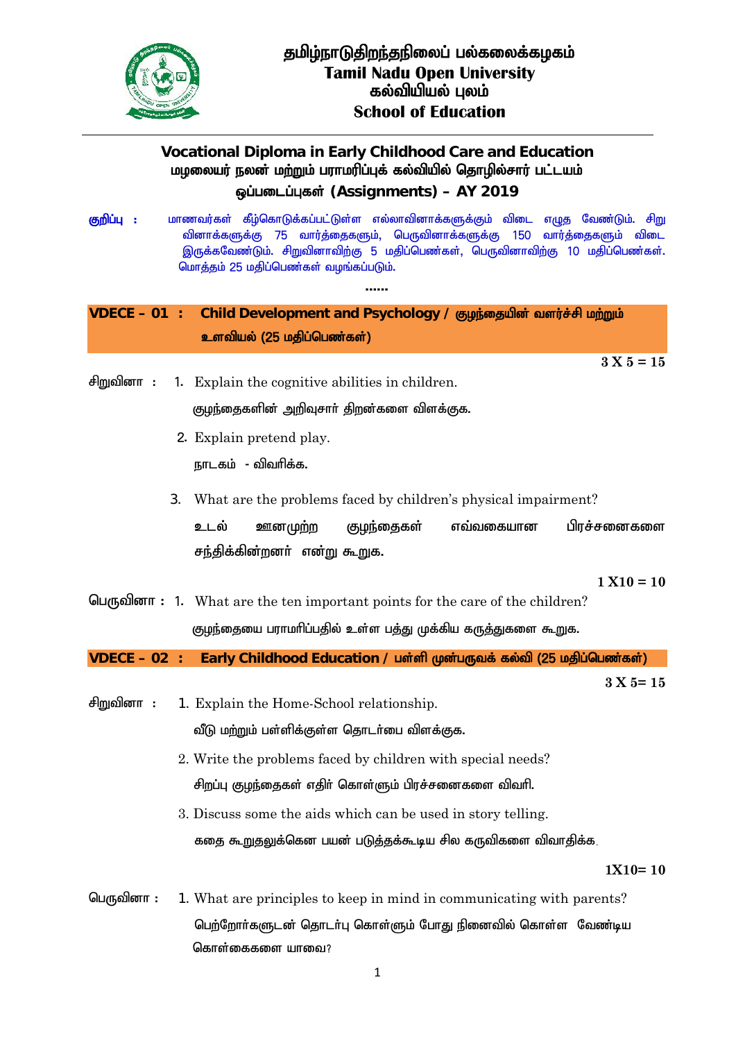# தமிழ்நாடுதிறந்தநிலைப் பல்கலைக்கழகம்
# Tamil Nadu Open University
## கல்வியியல் புலம்
## School of Education

---

### Vocational Diploma in Early Childhood Care and Education
### மழலையர் நலன் மற்றும் பராமரிப்புக் கல்வியில் தொழில்சார் பட்டயம்
### ஒப்படைப்புகள் (Assignments) – AY 2019

**குறிப்பு :** மாணவர்கள் கீழ்கொடுக்கப்பட்டுள்ள எல்லாவினாக்களுக்கும் விடை எழுத வேண்டும். சிறு வினாக்களுக்கு 75 வார்த்தைகளும், பெருவினாக்களுக்கு 150 வார்த்தைகளும் விடை இருக்கவேண்டும். சிறுவினாவிற்கு 5 மதிப்பெண்கள், பெருவினாவிற்கு 10 மதிப்பெண்கள். மொத்தம் 25 மதிப்பெண்கள் வழங்கப்படும்.

......

## VDECE – 01 : Child Development and Psychology / குழந்தையின் வளர்ச்சி மற்றும் உளவியல் (25 மதிப்பெண்கள்)

**3 X 5 = 15**

சிறுவினா :

1. Explain the cognitive abilities in children.
   குழந்தைகளின் அறிவுசார் திறன்களை விளக்குக.
2. Explain pretend play.
   நாடகம் - விவரிக்க.
3. What are the problems faced by children's physical impairment?
   உடல் ஊனமுற்ற குழந்தைகள் எவ்வகையான பிரச்சனைகளை சந்திக்கின்றனர் என்று கூறுக.

**1 X10 = 10**

பெருவினா :

1. What are the ten important points for the care of the children?
   குழந்தையை பராமரிப்பதில் உள்ள பத்து முக்கிய கருத்துகளை கூறுக.

## VDECE – 02 : Early Childhood Education / பள்ளி முன்பருவக் கல்வி (25 மதிப்பெண்கள்)

**3 X 5= 15**

சிறுவினா :

1. Explain the Home-School relationship.
   வீடு மற்றும் பள்ளிக்குள்ள தொடர்பை விளக்குக.
2. Write the problems faced by children with special needs?
   சிறப்பு குழந்தைகள் எதிர் கொள்ளும் பிரச்சனைகளை விவரி.
3. Discuss some the aids which can be used in story telling.
   கதை கூறுதலுக்கென பயன் படுத்தக்கூடிய சில கருவிகளை விவாதிக்க.

**1X10= 10**

பெருவினா :

1. What are principles to keep in mind in communicating with parents?
   பெற்றோர்களுடன் தொடர்பு கொள்ளும் போது நினைவில் கொள்ள வேண்டிய கொள்கைகளை யாவை?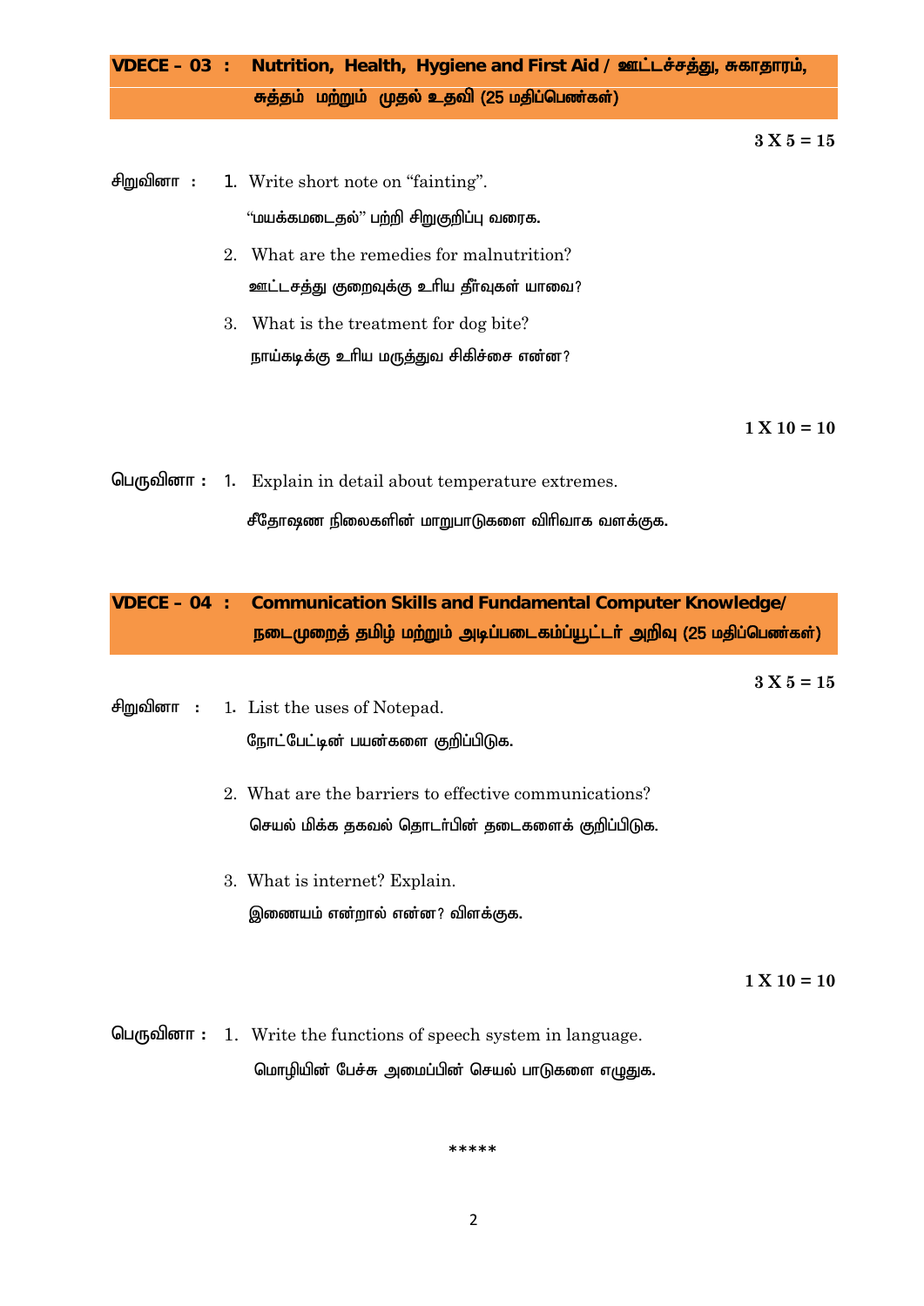## VDECE – 03 : Nutrition, Health, Hygiene and First Aid / ஊட்டச்சத்து, சுகாதாரம், சுத்தம் மற்றும் முதல் உதவி (25 மதிப்பெண்கள்)

**3 X 5 = 15**

சிறுவினா :

1. Write short note on "fainting".
   "மயக்கமடைதல்" பற்றி சிறுகுறிப்பு வரைக.
2. What are the remedies for malnutrition?
   ஊட்டசத்து குறைவுக்கு உரிய தீர்வுகள் யாவை?
3. What is the treatment for dog bite?
   நாய்கடிக்கு உரிய மருத்துவ சிகிச்சை என்ன?

**1 X 10 = 10**

பெருவினா :

1. Explain in detail about temperature extremes.
   சீதோஷண நிலைகளின் மாறுபாடுகளை விரிவாக வளக்குக.

## VDECE – 04 : Communication Skills and Fundamental Computer Knowledge/ நடைமுறைத் தமிழ் மற்றும் அடிப்படைகம்ப்யூட்டர் அறிவு (25 மதிப்பெண்கள்)

**3 X 5 = 15**

சிறுவினா :

1. List the uses of Notepad.
   நோட்பேட்டின் பயன்களை குறிப்பிடுக.
2. What are the barriers to effective communications?
   செயல் மிக்க தகவல் தொடர்பின் தடைகளைக் குறிப்பிடுக.
3. What is internet? Explain.
   இணையம் என்றால் என்ன? விளக்குக.

**1 X 10 = 10**

பெருவினா :

1. Write the functions of speech system in language.
   மொழியின் பேச்சு அமைப்பின் செயல் பாடுகளை எழுதுக.

*****